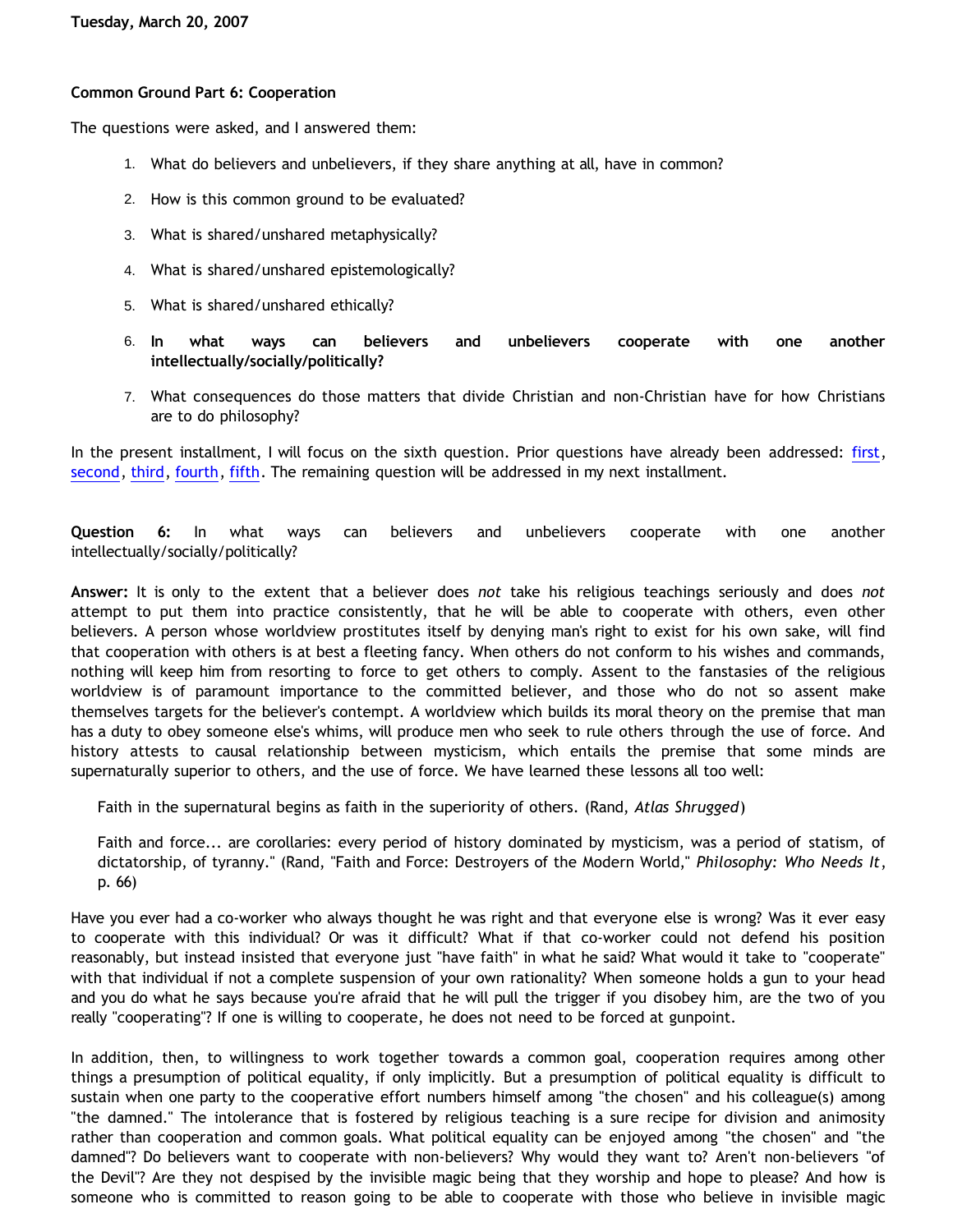Tuesday, March 20, 2007

**Common Ground Part 6: Cooperation**

The questions were asked, and I answered them:

1. What do believers and unbelievers, if they share anything at all, have in common?
2. How is this common ground to be evaluated?
3. What is shared/unshared metaphysically?
4. What is shared/unshared epistemologically?
5. What is shared/unshared ethically?
6. **In what ways can believers and unbelievers cooperate with one another intellectually/socially/politically?**
7. What consequences do those matters that divide Christian and non-Christian have for how Christians are to do philosophy?

In the present installment, I will focus on the sixth question. Prior questions have already been addressed: first, second, third, fourth, fifth. The remaining question will be addressed in my next installment.

**Question 6:** In what ways can believers and unbelievers cooperate with one another intellectually/socially/politically?

**Answer:** It is only to the extent that a believer does *not* take his religious teachings seriously and does *not* attempt to put them into practice consistently, that he will be able to cooperate with others, even other believers. A person whose worldview prostitutes itself by denying man's right to exist for his own sake, will find that cooperation with others is at best a fleeting fancy. When others do not conform to his wishes and commands, nothing will keep him from resorting to force to get others to comply. Assent to the fanstasies of the religious worldview is of paramount importance to the committed believer, and those who do not so assent make themselves targets for the believer's contempt. A worldview which builds its moral theory on the premise that man has a duty to obey someone else's whims, will produce men who seek to rule others through the use of force. And history attests to causal relationship between mysticism, which entails the premise that some minds are supernaturally superior to others, and the use of force. We have learned these lessons all too well:

> Faith in the supernatural begins as faith in the superiority of others. (Rand, *Atlas Shrugged*)

> Faith and force... are corollaries: every period of history dominated by mysticism, was a period of statism, of dictatorship, of tyranny." (Rand, "Faith and Force: Destroyers of the Modern World," *Philosophy: Who Needs It*, p. 66)

Have you ever had a co-worker who always thought he was right and that everyone else is wrong? Was it ever easy to cooperate with this individual? Or was it difficult? What if that co-worker could not defend his position reasonably, but instead insisted that everyone just "have faith" in what he said? What would it take to "cooperate" with that individual if not a complete suspension of your own rationality? When someone holds a gun to your head and you do what he says because you're afraid that he will pull the trigger if you disobey him, are the two of you really "cooperating"? If one is willing to cooperate, he does not need to be forced at gunpoint.

In addition, then, to willingness to work together towards a common goal, cooperation requires among other things a presumption of political equality, if only implicitly. But a presumption of political equality is difficult to sustain when one party to the cooperative effort numbers himself among "the chosen" and his colleague(s) among "the damned." The intolerance that is fostered by religious teaching is a sure recipe for division and animosity rather than cooperation and common goals. What political equality can be enjoyed among "the chosen" and "the damned"? Do believers want to cooperate with non-believers? Why would they want to? Aren't non-believers "of the Devil"? Are they not despised by the invisible magic being that they worship and hope to please? And how is someone who is committed to reason going to be able to cooperate with those who believe in invisible magic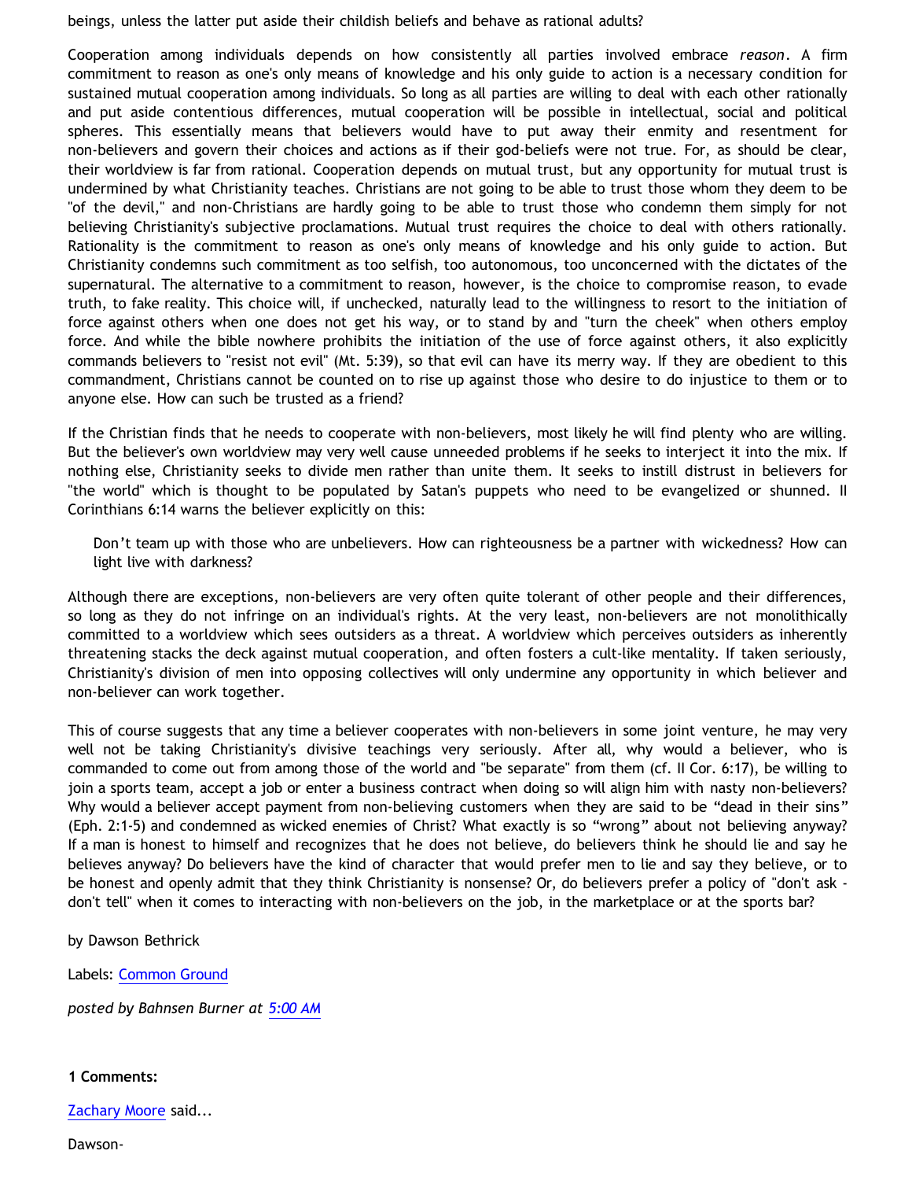beings, unless the latter put aside their childish beliefs and behave as rational adults?

Cooperation among individuals depends on how consistently all parties involved embrace *reason*. A firm commitment to reason as one's only means of knowledge and his only guide to action is a necessary condition for sustained mutual cooperation among individuals. So long as all parties are willing to deal with each other rationally and put aside contentious differences, mutual cooperation will be possible in intellectual, social and political spheres. This essentially means that believers would have to put away their enmity and resentment for non-believers and govern their choices and actions as if their god-beliefs were not true. For, as should be clear, their worldview is far from rational. Cooperation depends on mutual trust, but any opportunity for mutual trust is undermined by what Christianity teaches. Christians are not going to be able to trust those whom they deem to be "of the devil," and non-Christians are hardly going to be able to trust those who condemn them simply for not believing Christianity's subjective proclamations. Mutual trust requires the choice to deal with others rationally. Rationality is the commitment to reason as one's only means of knowledge and his only guide to action. But Christianity condemns such commitment as too selfish, too autonomous, too unconcerned with the dictates of the supernatural. The alternative to a commitment to reason, however, is the choice to compromise reason, to evade truth, to fake reality. This choice will, if unchecked, naturally lead to the willingness to resort to the initiation of force against others when one does not get his way, or to stand by and "turn the cheek" when others employ force. And while the bible nowhere prohibits the initiation of the use of force against others, it also explicitly commands believers to "resist not evil" (Mt. 5:39), so that evil can have its merry way. If they are obedient to this commandment, Christians cannot be counted on to rise up against those who desire to do injustice to them or to anyone else. How can such be trusted as a friend?

If the Christian finds that he needs to cooperate with non-believers, most likely he will find plenty who are willing. But the believer's own worldview may very well cause unneeded problems if he seeks to interject it into the mix. If nothing else, Christianity seeks to divide men rather than unite them. It seeks to instill distrust in believers for "the world" which is thought to be populated by Satan's puppets who need to be evangelized or shunned. II Corinthians 6:14 warns the believer explicitly on this:

> Don't team up with those who are unbelievers. How can righteousness be a partner with wickedness? How can light live with darkness?

Although there are exceptions, non-believers are very often quite tolerant of other people and their differences, so long as they do not infringe on an individual's rights. At the very least, non-believers are not monolithically committed to a worldview which sees outsiders as a threat. A worldview which perceives outsiders as inherently threatening stacks the deck against mutual cooperation, and often fosters a cult-like mentality. If taken seriously, Christianity's division of men into opposing collectives will only undermine any opportunity in which believer and non-believer can work together.

This of course suggests that any time a believer cooperates with non-believers in some joint venture, he may very well not be taking Christianity's divisive teachings very seriously. After all, why would a believer, who is commanded to come out from among those of the world and "be separate" from them (cf. II Cor. 6:17), be willing to join a sports team, accept a job or enter a business contract when doing so will align him with nasty non-believers? Why would a believer accept payment from non-believing customers when they are said to be "dead in their sins" (Eph. 2:1-5) and condemned as wicked enemies of Christ? What exactly is so "wrong" about not believing anyway? If a man is honest to himself and recognizes that he does not believe, do believers think he should lie and say he believes anyway? Do believers have the kind of character that would prefer men to lie and say they believe, or to be honest and openly admit that they think Christianity is nonsense? Or, do believers prefer a policy of "don't ask - don't tell" when it comes to interacting with non-believers on the job, in the marketplace or at the sports bar?

by Dawson Bethrick

Labels: Common Ground

*posted by Bahnsen Burner at 5:00 AM*

**1 Comments:**

Zachary Moore said...

Dawson-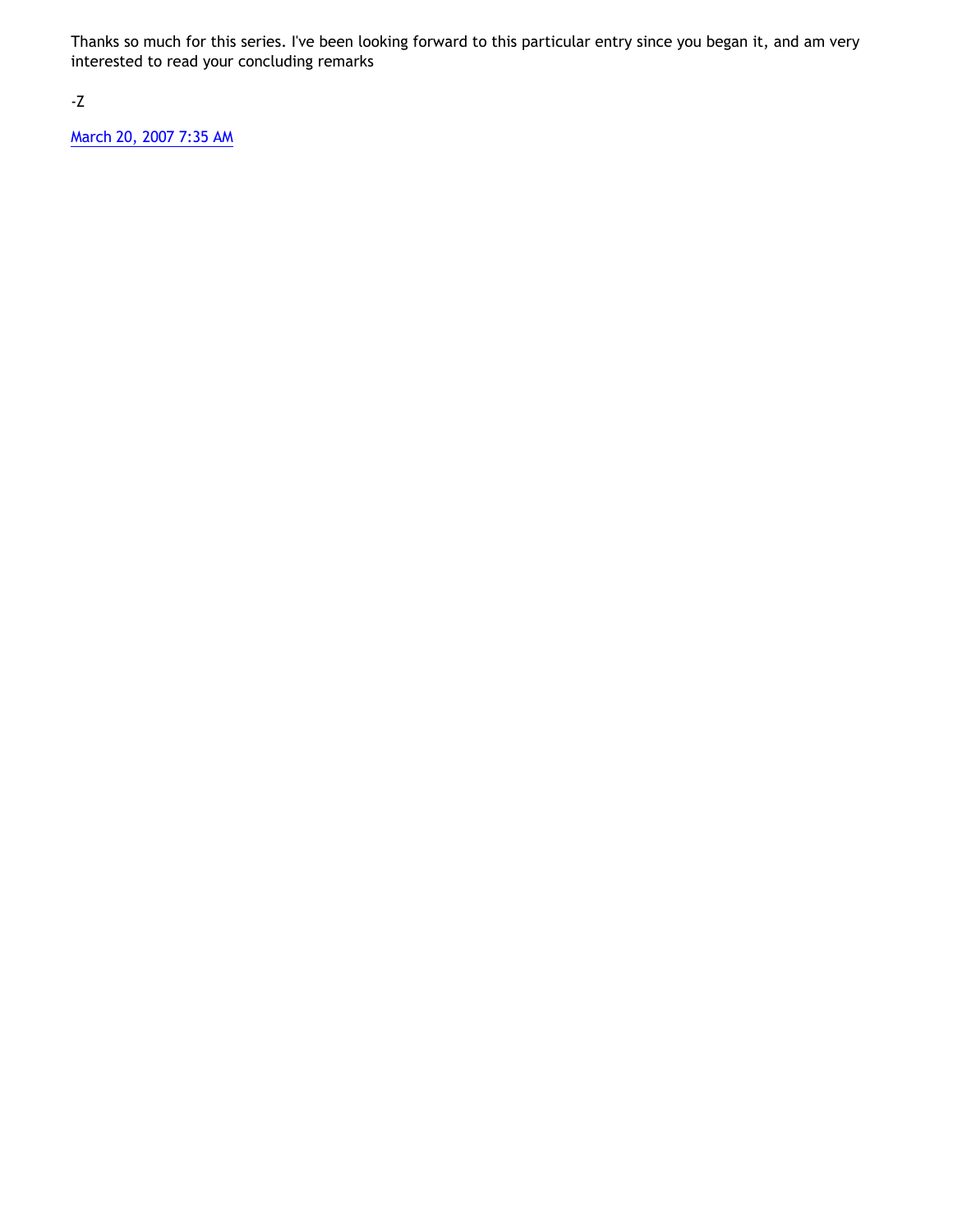Thanks so much for this series. I've been looking forward to this particular entry since you began it, and am very interested to read your concluding remarks

-Z

[March 20, 2007 7:35 AM]